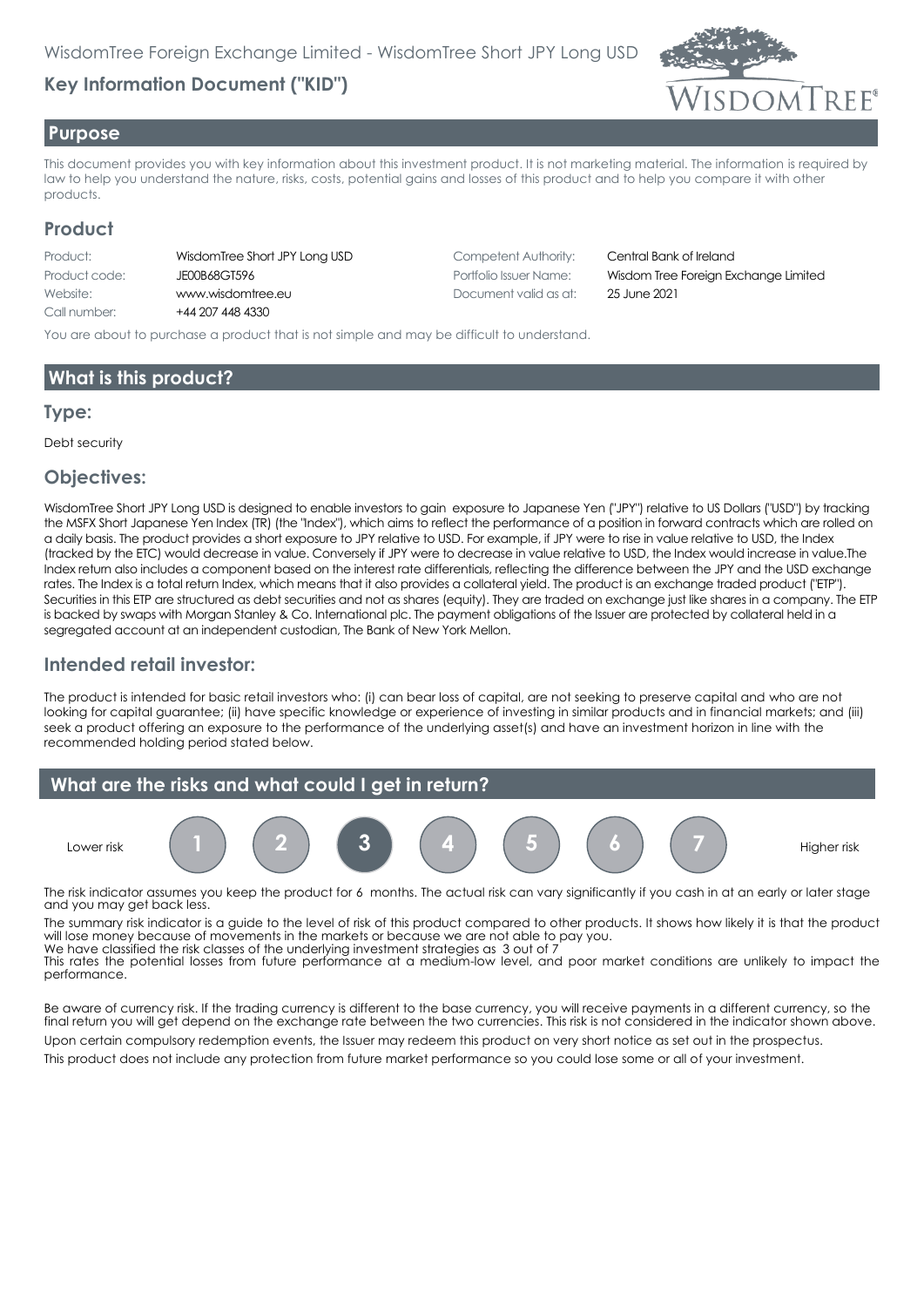WisdomTree Foreign Exchange Limited - WisdomTree Short JPY Long USD

## Key Information Document ("KID")

## Purpose

This document provides you with key information about this investment product. It is not marketing material. The information is required by law to help you understand the nature, risks, costs, potential gains and losses of this product and to help you compare it with other products.

## Product

| | | | |
|---|---|---|---|
| Product: | WisdomTree Short JPY Long USD | Competent Authority: | Central Bank of Ireland |
| Product code: | JE00B68GT596 | Portfolio Issuer Name: | Wisdom Tree Foreign Exchange Limited |
| Website: | www.wisdomtree.eu | Document valid as at: | 25 June 2021 |
| Call number: | +44 207 448 4330 | | |

You are about to purchase a product that is not simple and may be difficult to understand.

## What is this product?

### Type:

Debt security

### Objectives:

WisdomTree Short JPY Long USD is designed to enable investors to gain exposure to Japanese Yen ("JPY") relative to US Dollars ("USD") by tracking the MSFX Short Japanese Yen Index (TR) (the "Index"), which aims to reflect the performance of a position in forward contracts which are rolled on a daily basis. The product provides a short exposure to JPY relative to USD. For example, if JPY were to rise in value relative to USD, the Index (tracked by the ETC) would decrease in value. Conversely if JPY were to decrease in value relative to USD, the Index would increase in value.The Index return also includes a component based on the interest rate differentials, reflecting the difference between the JPY and the USD exchange rates. The Index is a total return Index, which means that it also provides a collateral yield. The product is an exchange traded product ("ETP"). Securities in this ETP are structured as debt securities and not as shares (equity). They are traded on exchange just like shares in a company. The ETP is backed by swaps with Morgan Stanley & Co. International plc. The payment obligations of the Issuer are protected by collateral held in a segregated account at an independent custodian, The Bank of New York Mellon.

### Intended retail investor:

The product is intended for basic retail investors who: (i) can bear loss of capital, are not seeking to preserve capital and who are not looking for capital guarantee; (ii) have specific knowledge or experience of investing in similar products and in financial markets; and (iii) seek a product offering an exposure to the performance of the underlying asset(s) and have an investment horizon in line with the recommended holding period stated below.

## What are the risks and what could I get in return?

Lower risk 1 2 **3** 4 5 6 7 Higher risk

The risk indicator assumes you keep the product for 6 months. The actual risk can vary significantly if you cash in at an early or later stage and you may get back less.

The summary risk indicator is a guide to the level of risk of this product compared to other products. It shows how likely it is that the product will lose money because of movements in the markets or because we are not able to pay you.
We have classified the risk classes of the underlying investment strategies as 3 out of 7
This rates the potential losses from future performance at a medium-low level, and poor market conditions are unlikely to impact the performance.

Be aware of currency risk. If the trading currency is different to the base currency, you will receive payments in a different currency, so the final return you will get depend on the exchange rate between the two currencies. This risk is not considered in the indicator shown above.

Upon certain compulsory redemption events, the Issuer may redeem this product on very short notice as set out in the prospectus.

This product does not include any protection from future market performance so you could lose some or all of your investment.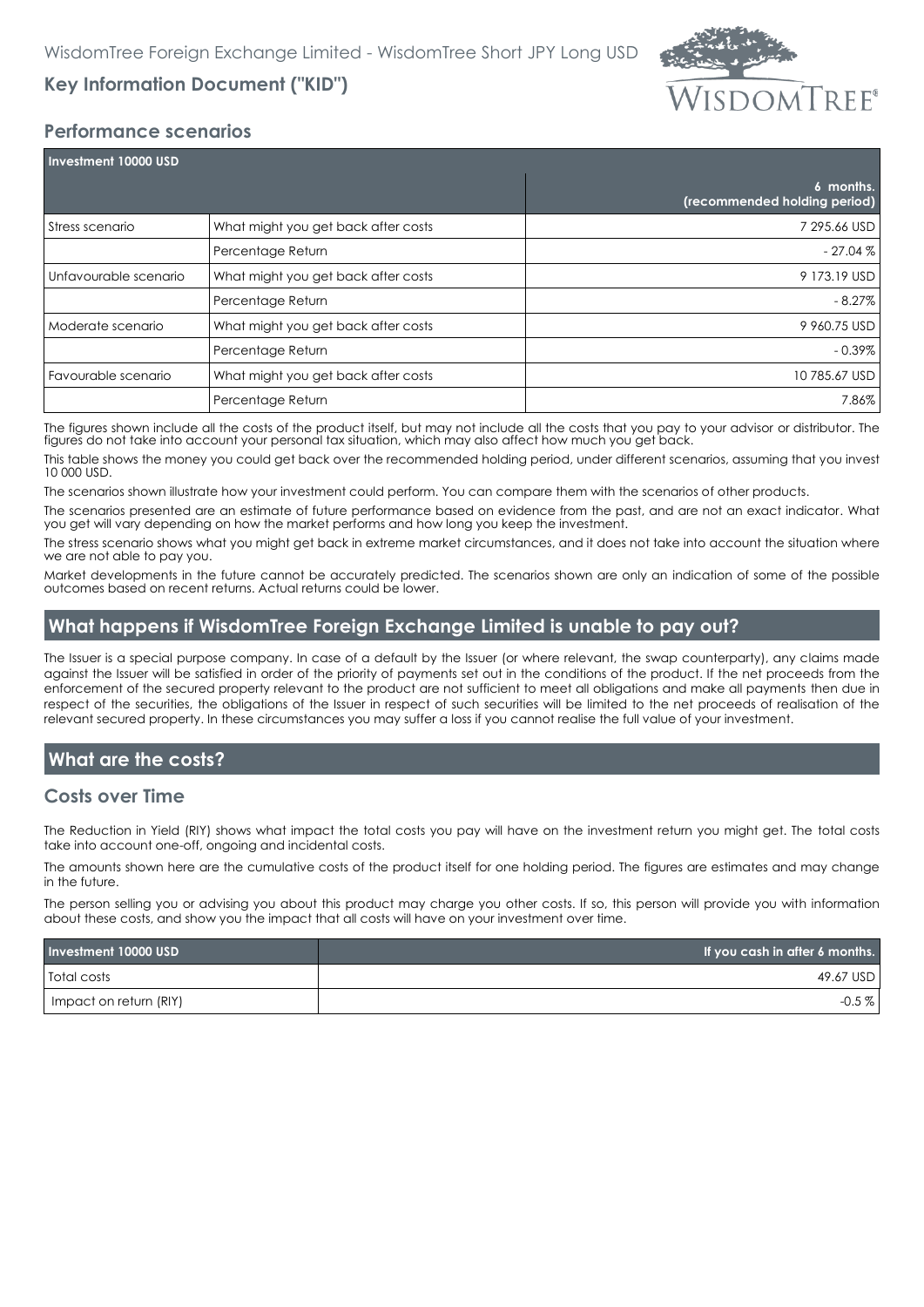## Performance scenarios

| Investment 10000 USD | | 6 months. (recommended holding period) |
|---|---|---|
| Stress scenario | What might you get back after costs | 7 295.66 USD |
| | Percentage Return | - 27.04 % |
| Unfavourable scenario | What might you get back after costs | 9 173.19 USD |
| | Percentage Return | - 8.27% |
| Moderate scenario | What might you get back after costs | 9 960.75 USD |
| | Percentage Return | - 0.39% |
| Favourable scenario | What might you get back after costs | 10 785.67 USD |
| | Percentage Return | 7.86% |

The figures shown include all the costs of the product itself, but may not include all the costs that you pay to your advisor or distributor. The figures do not take into account your personal tax situation, which may also affect how much you get back.

This table shows the money you could get back over the recommended holding period, under different scenarios, assuming that you invest 10 000 USD.

The scenarios shown illustrate how your investment could perform. You can compare them with the scenarios of other products.

The scenarios presented are an estimate of future performance based on evidence from the past, and are not an exact indicator. What you get will vary depending on how the market performs and how long you keep the investment.

The stress scenario shows what you might get back in extreme market circumstances, and it does not take into account the situation where we are not able to pay you.

Market developments in the future cannot be accurately predicted. The scenarios shown are only an indication of some of the possible outcomes based on recent returns. Actual returns could be lower.

## What happens if WisdomTree Foreign Exchange Limited is unable to pay out?

The Issuer is a special purpose company. In case of a default by the Issuer (or where relevant, the swap counterparty), any claims made against the Issuer will be satisfied in order of the priority of payments set out in the conditions of the product. If the net proceeds from the enforcement of the secured property relevant to the product are not sufficient to meet all obligations and make all payments then due in respect of the securities, the obligations of the Issuer in respect of such securities will be limited to the net proceeds of realisation of the relevant secured property. In these circumstances you may suffer a loss if you cannot realise the full value of your investment.

## What are the costs?

### Costs over Time

The Reduction in Yield (RIY) shows what impact the total costs you pay will have on the investment return you might get. The total costs take into account one-off, ongoing and incidental costs.

The amounts shown here are the cumulative costs of the product itself for one holding period. The figures are estimates and may change in the future.

The person selling you or advising you about this product may charge you other costs. If so, this person will provide you with information about these costs, and show you the impact that all costs will have on your investment over time.

| Investment 10000 USD | If you cash in after 6 months. |
|---|---|
| Total costs | 49.67 USD |
| Impact on return (RIY) | -0.5 % |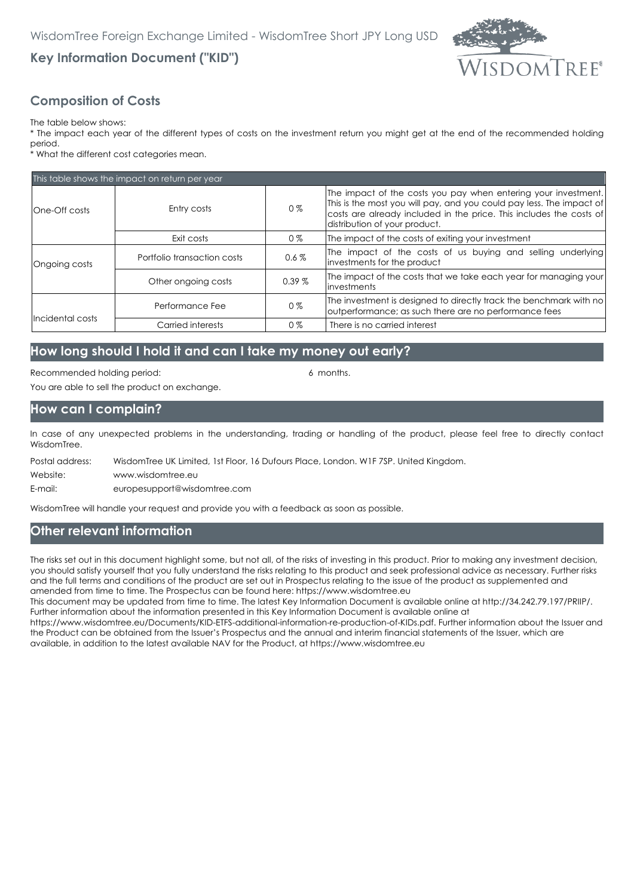## Composition of Costs

The table below shows:
* The impact each year of the different types of costs on the investment return you might get at the end of the recommended holding period.
* What the different cost categories mean.

| This table shows the impact on return per year | | | |
|---|---|---|---|
| One-Off costs | Entry costs | 0 % | The impact of the costs you pay when entering your investment. This is the most you will pay, and you could pay less. The impact of costs are already included in the price. This includes the costs of distribution of your product. |
| | Exit costs | 0 % | The impact of the costs of exiting your investment |
| Ongoing costs | Portfolio transaction costs | 0.6 % | The impact of the costs of us buying and selling underlying investments for the product |
| | Other ongoing costs | 0.39 % | The impact of the costs that we take each year for managing your investments |
| Incidental costs | Performance Fee | 0 % | The investment is designed to directly track the benchmark with no outperformance; as such there are no performance fees |
| | Carried interests | 0 % | There is no carried interest |

## How long should I hold it and can I take my money out early?

Recommended holding period: 6 months.

You are able to sell the product on exchange.

## How can I complain?

In case of any unexpected problems in the understanding, trading or handling of the product, please feel free to directly contact WisdomTree.

Postal address: WisdomTree UK Limited, 1st Floor, 16 Dufours Place, London. W1F 7SP. United Kingdom.

Website: www.wisdomtree.eu

E-mail: europesupport@wisdomtree.com

WisdomTree will handle your request and provide you with a feedback as soon as possible.

## Other relevant information

The risks set out in this document highlight some, but not all, of the risks of investing in this product. Prior to making any investment decision, you should satisfy yourself that you fully understand the risks relating to this product and seek professional advice as necessary. Further risks and the full terms and conditions of the product are set out in Prospectus relating to the issue of the product as supplemented and amended from time to time. The Prospectus can be found here: https://www.wisdomtree.eu
This document may be updated from time to time. The latest Key Information Document is available online at http://34.242.79.197/PRIIP/. Further information about the information presented in this Key Information Document is available online at https://www.wisdomtree.eu/Documents/KID-ETFS-additional-information-re-production-of-KIDs.pdf. Further information about the Issuer and the Product can be obtained from the Issuer's Prospectus and the annual and interim financial statements of the Issuer, which are available, in addition to the latest available NAV for the Product, at https://www.wisdomtree.eu